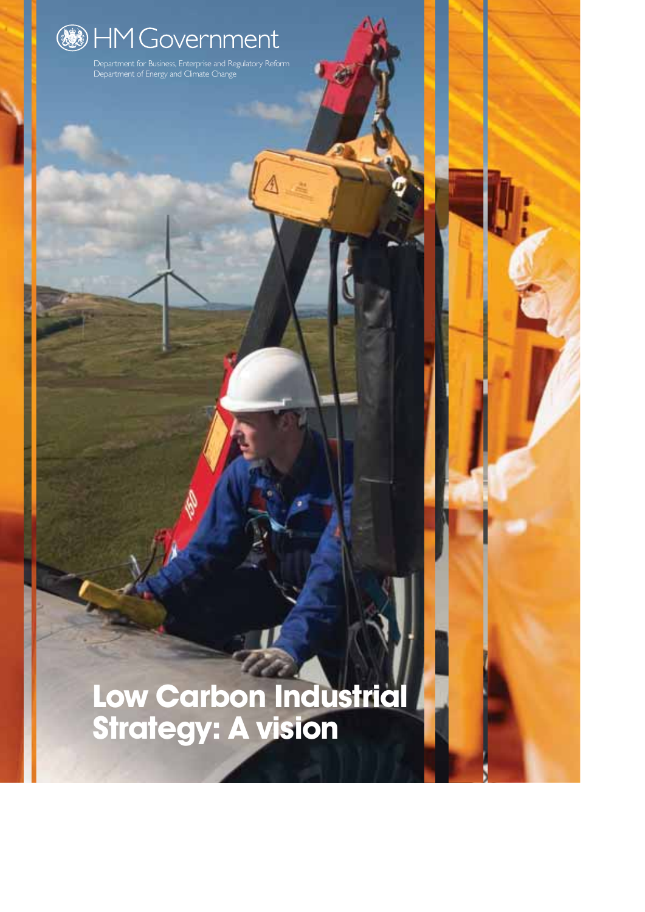HM Government

Department for Business, Enterprise and Regulatory Reform
Department of Energy and Climate Change

# Low Carbon Industrial Strategy: A vision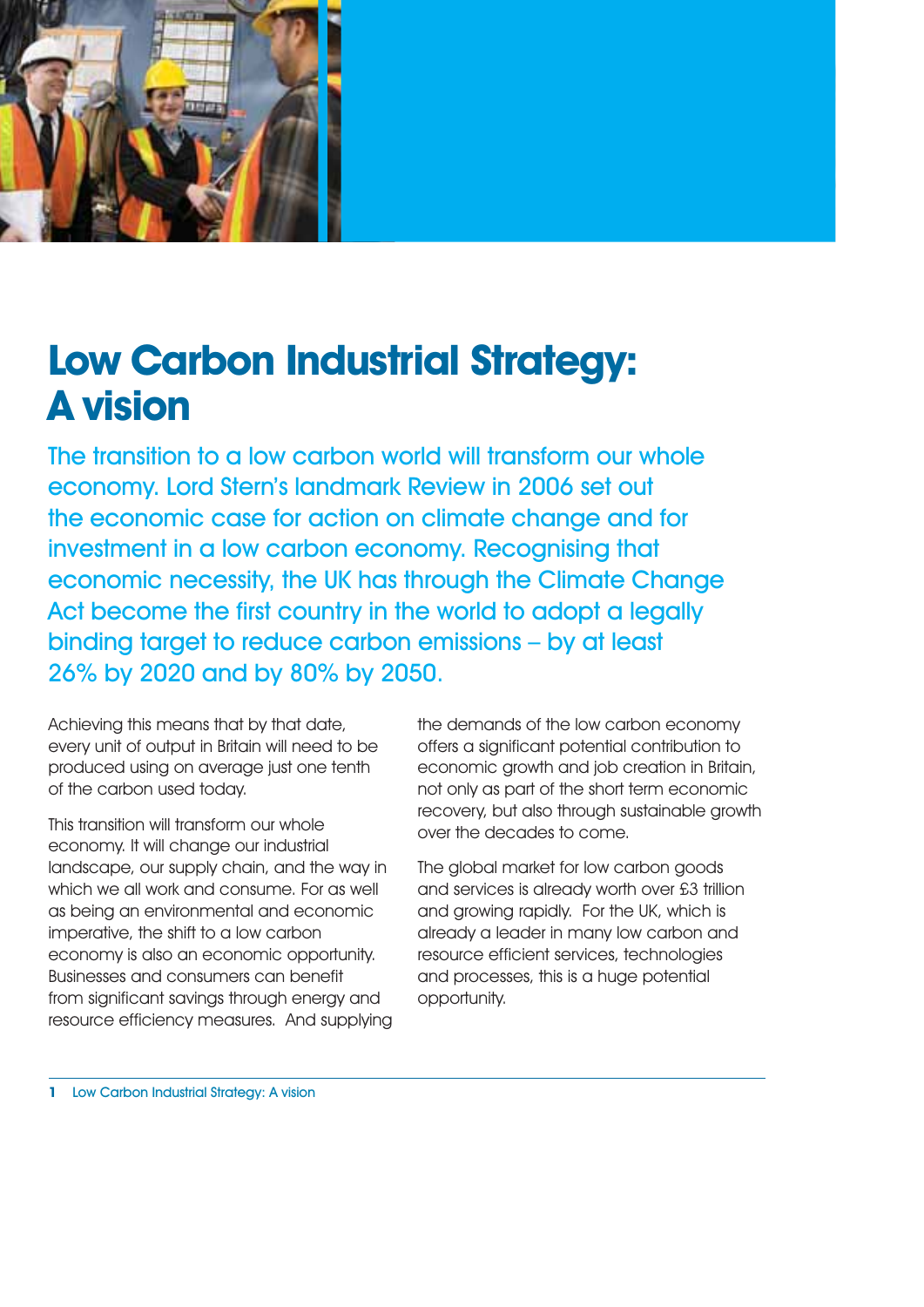# Low Carbon Industrial Strategy: A vision

The transition to a low carbon world will transform our whole economy. Lord Stern's landmark Review in 2006 set out the economic case for action on climate change and for investment in a low carbon economy. Recognising that economic necessity, the UK has through the Climate Change Act become the first country in the world to adopt a legally binding target to reduce carbon emissions – by at least 26% by 2020 and by 80% by 2050.

Achieving this means that by that date, every unit of output in Britain will need to be produced using on average just one tenth of the carbon used today.

This transition will transform our whole economy. It will change our industrial landscape, our supply chain, and the way in which we all work and consume. For as well as being an environmental and economic imperative, the shift to a low carbon economy is also an economic opportunity. Businesses and consumers can benefit from significant savings through energy and resource efficiency measures. And supplying the demands of the low carbon economy offers a significant potential contribution to economic growth and job creation in Britain, not only as part of the short term economic recovery, but also through sustainable growth over the decades to come.

The global market for low carbon goods and services is already worth over £3 trillion and growing rapidly. For the UK, which is already a leader in many low carbon and resource efficient services, technologies and processes, this is a huge potential opportunity.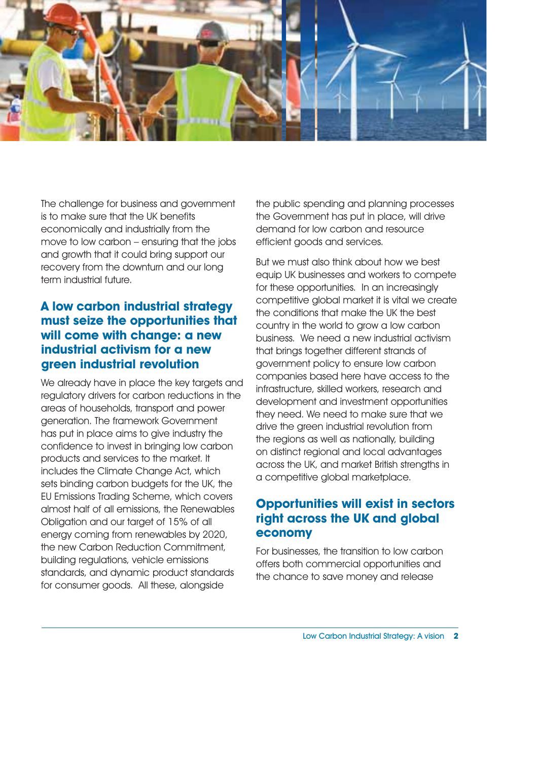The challenge for business and government is to make sure that the UK benefits economically and industrially from the move to low carbon – ensuring that the jobs and growth that it could bring support our recovery from the downturn and our long term industrial future.

## A low carbon industrial strategy must seize the opportunities that will come with change: a new industrial activism for a new green industrial revolution

We already have in place the key targets and regulatory drivers for carbon reductions in the areas of households, transport and power generation. The framework Government has put in place aims to give industry the confidence to invest in bringing low carbon products and services to the market. It includes the Climate Change Act, which sets binding carbon budgets for the UK, the EU Emissions Trading Scheme, which covers almost half of all emissions, the Renewables Obligation and our target of 15% of all energy coming from renewables by 2020, the new Carbon Reduction Commitment, building regulations, vehicle emissions standards, and dynamic product standards for consumer goods. All these, alongside the public spending and planning processes the Government has put in place, will drive demand for low carbon and resource efficient goods and services.

But we must also think about how we best equip UK businesses and workers to compete for these opportunities. In an increasingly competitive global market it is vital we create the conditions that make the UK the best country in the world to grow a low carbon business. We need a new industrial activism that brings together different strands of government policy to ensure low carbon companies based here have access to the infrastructure, skilled workers, research and development and investment opportunities they need. We need to make sure that we drive the green industrial revolution from the regions as well as nationally, building on distinct regional and local advantages across the UK, and market British strengths in a competitive global marketplace.

## Opportunities will exist in sectors right across the UK and global economy

For businesses, the transition to low carbon offers both commercial opportunities and the chance to save money and release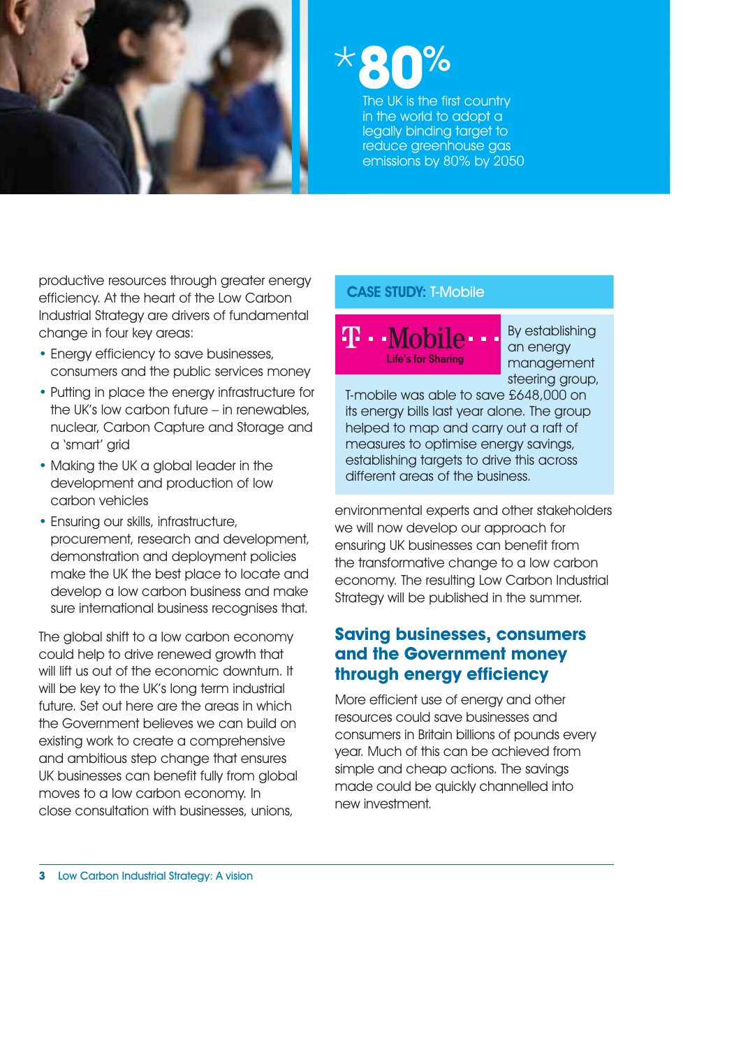*80%

The UK is the first country in the world to adopt a legally binding target to reduce greenhouse gas emissions by 80% by 2050

productive resources through greater energy efficiency. At the heart of the Low Carbon Industrial Strategy are drivers of fundamental change in four key areas:

- Energy efficiency to save businesses, consumers and the public services money
- Putting in place the energy infrastructure for the UK's low carbon future – in renewables, nuclear, Carbon Capture and Storage and a 'smart' grid
- Making the UK a global leader in the development and production of low carbon vehicles
- Ensuring our skills, infrastructure, procurement, research and development, demonstration and deployment policies make the UK the best place to locate and develop a low carbon business and make sure international business recognises that.

The global shift to a low carbon economy could help to drive renewed growth that will lift us out of the economic downturn. It will be key to the UK's long term industrial future. Set out here are the areas in which the Government believes we can build on existing work to create a comprehensive and ambitious step change that ensures UK businesses can benefit fully from global moves to a low carbon economy. In close consultation with businesses, unions, environmental experts and other stakeholders we will now develop our approach for ensuring UK businesses can benefit from the transformative change to a low carbon economy. The resulting Low Carbon Industrial Strategy will be published in the summer.

**CASE STUDY: T-Mobile**

T-Mobile
Life's for Sharing

By establishing an energy management steering group, T-mobile was able to save £648,000 on its energy bills last year alone. The group helped to map and carry out a raft of measures to optimise energy savings, establishing targets to drive this across different areas of the business.

## Saving businesses, consumers and the Government money through energy efficiency

More efficient use of energy and other resources could save businesses and consumers in Britain billions of pounds every year. Much of this can be achieved from simple and cheap actions. The savings made could be quickly channelled into new investment.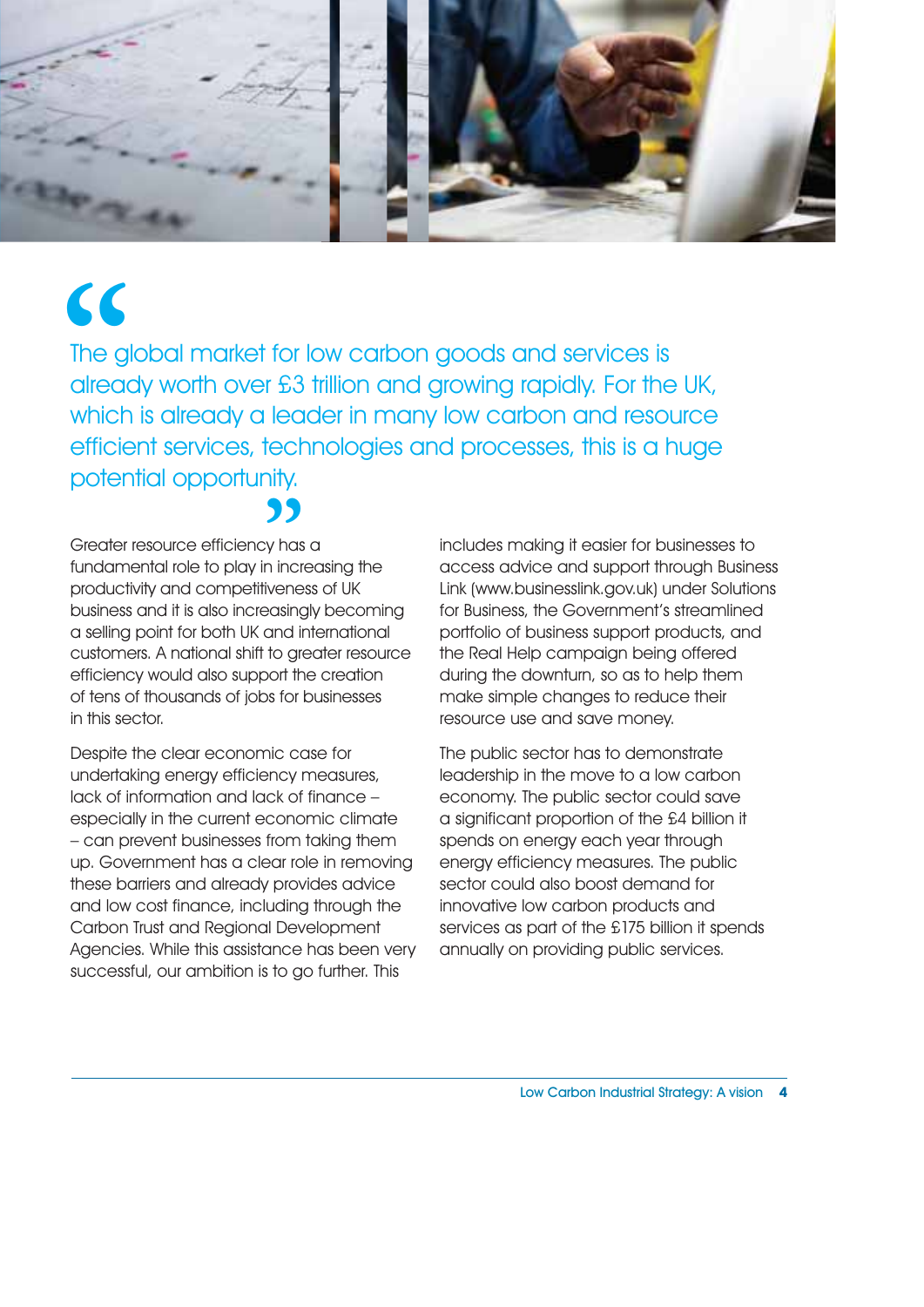> The global market for low carbon goods and services is already worth over £3 trillion and growing rapidly. For the UK, which is already a leader in many low carbon and resource efficient services, technologies and processes, this is a huge potential opportunity.

Greater resource efficiency has a fundamental role to play in increasing the productivity and competitiveness of UK business and it is also increasingly becoming a selling point for both UK and international customers. A national shift to greater resource efficiency would also support the creation of tens of thousands of jobs for businesses in this sector.

Despite the clear economic case for undertaking energy efficiency measures, lack of information and lack of finance – especially in the current economic climate – can prevent businesses from taking them up. Government has a clear role in removing these barriers and already provides advice and low cost finance, including through the Carbon Trust and Regional Development Agencies. While this assistance has been very successful, our ambition is to go further. This includes making it easier for businesses to access advice and support through Business Link (www.businesslink.gov.uk) under Solutions for Business, the Government's streamlined portfolio of business support products, and the Real Help campaign being offered during the downturn, so as to help them make simple changes to reduce their resource use and save money.

The public sector has to demonstrate leadership in the move to a low carbon economy. The public sector could save a significant proportion of the £4 billion it spends on energy each year through energy efficiency measures. The public sector could also boost demand for innovative low carbon products and services as part of the £175 billion it spends annually on providing public services.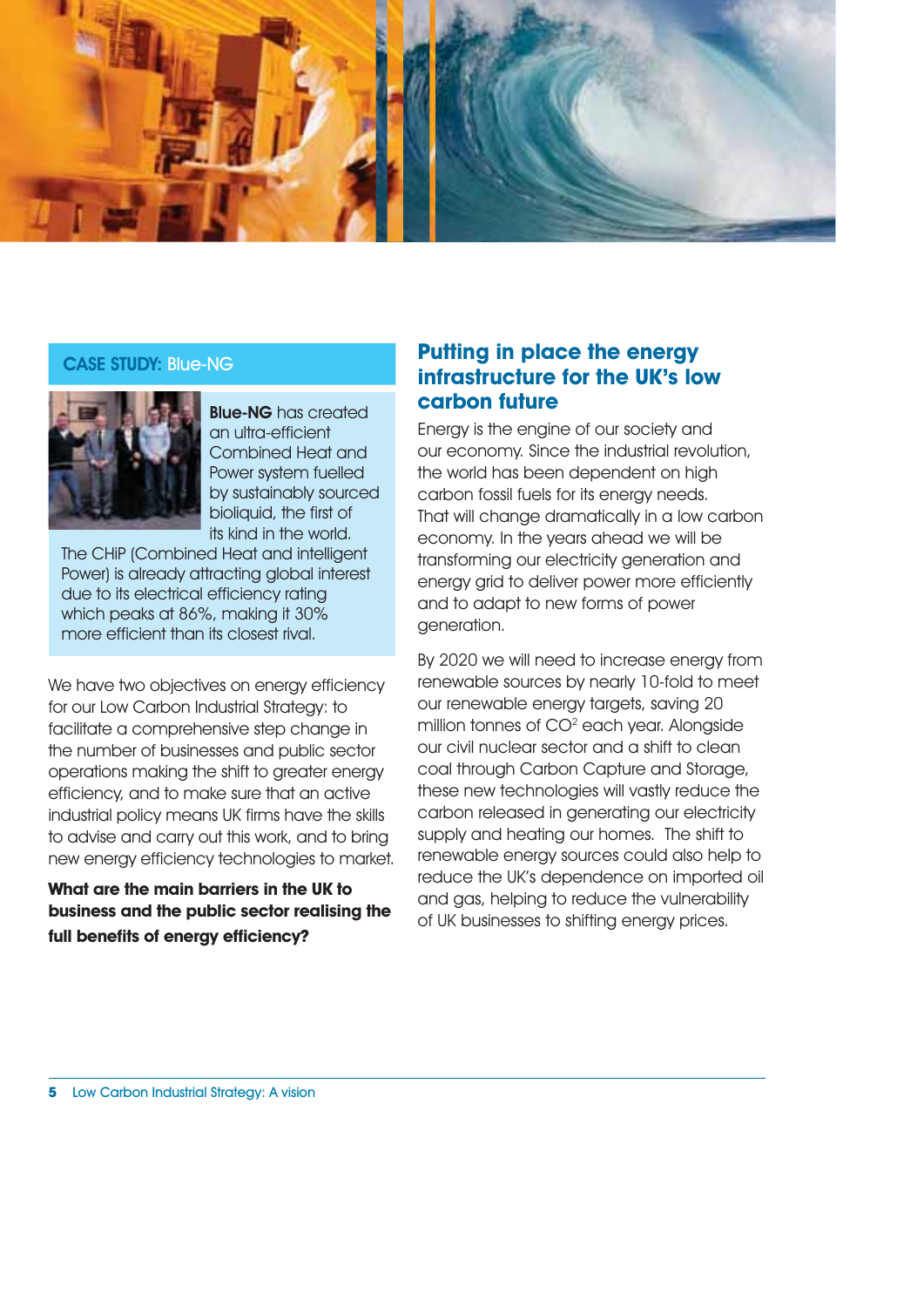### CASE STUDY: Blue-NG

**Blue-NG** has created an ultra-efficient Combined Heat and Power system fuelled by sustainably sourced bioliquid, the first of its kind in the world. The CHiP (Combined Heat and intelligent Power) is already attracting global interest due to its electrical efficiency rating which peaks at 86%, making it 30% more efficient than its closest rival.

We have two objectives on energy efficiency for our Low Carbon Industrial Strategy: to facilitate a comprehensive step change in the number of businesses and public sector operations making the shift to greater energy efficiency, and to make sure that an active industrial policy means UK firms have the skills to advise and carry out this work, and to bring new energy efficiency technologies to market.

**What are the main barriers in the UK to business and the public sector realising the full benefits of energy efficiency?**

## Putting in place the energy infrastructure for the UK's low carbon future

Energy is the engine of our society and our economy. Since the industrial revolution, the world has been dependent on high carbon fossil fuels for its energy needs. That will change dramatically in a low carbon economy. In the years ahead we will be transforming our electricity generation and energy grid to deliver power more efficiently and to adapt to new forms of power generation.

By 2020 we will need to increase energy from renewable sources by nearly 10-fold to meet our renewable energy targets, saving 20 million tonnes of $CO^2$ each year. Alongside our civil nuclear sector and a shift to clean coal through Carbon Capture and Storage, these new technologies will vastly reduce the carbon released in generating our electricity supply and heating our homes. The shift to renewable energy sources could also help to reduce the UK's dependence on imported oil and gas, helping to reduce the vulnerability of UK businesses to shifting energy prices.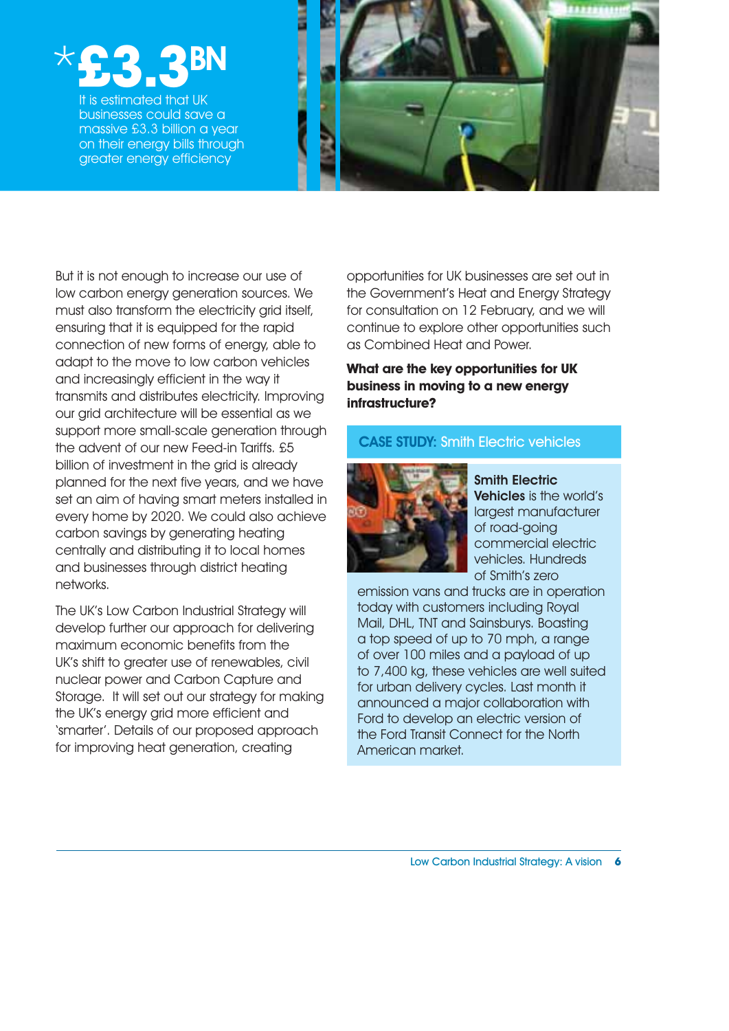*£3.3BN

It is estimated that UK businesses could save a massive £3.3 billion a year on their energy bills through greater energy efficiency

But it is not enough to increase our use of low carbon energy generation sources. We must also transform the electricity grid itself, ensuring that it is equipped for the rapid connection of new forms of energy, able to adapt to the move to low carbon vehicles and increasingly efficient in the way it transmits and distributes electricity. Improving our grid architecture will be essential as we support more small-scale generation through the advent of our new Feed-in Tariffs. £5 billion of investment in the grid is already planned for the next five years, and we have set an aim of having smart meters installed in every home by 2020. We could also achieve carbon savings by generating heating centrally and distributing it to local homes and businesses through district heating networks.

The UK's Low Carbon Industrial Strategy will develop further our approach for delivering maximum economic benefits from the UK's shift to greater use of renewables, civil nuclear power and Carbon Capture and Storage. It will set out our strategy for making the UK's energy grid more efficient and 'smarter'. Details of our proposed approach for improving heat generation, creating opportunities for UK businesses are set out in the Government's Heat and Energy Strategy for consultation on 12 February, and we will continue to explore other opportunities such as Combined Heat and Power.

**What are the key opportunities for UK business in moving to a new energy infrastructure?**

### CASE STUDY: Smith Electric vehicles

**Smith Electric Vehicles** is the world's largest manufacturer of road-going commercial electric vehicles. Hundreds of Smith's zero emission vans and trucks are in operation today with customers including Royal Mail, DHL, TNT and Sainsburys. Boasting a top speed of up to 70 mph, a range of over 100 miles and a payload of up to 7,400 kg, these vehicles are well suited for urban delivery cycles. Last month it announced a major collaboration with Ford to develop an electric version of the Ford Transit Connect for the North American market.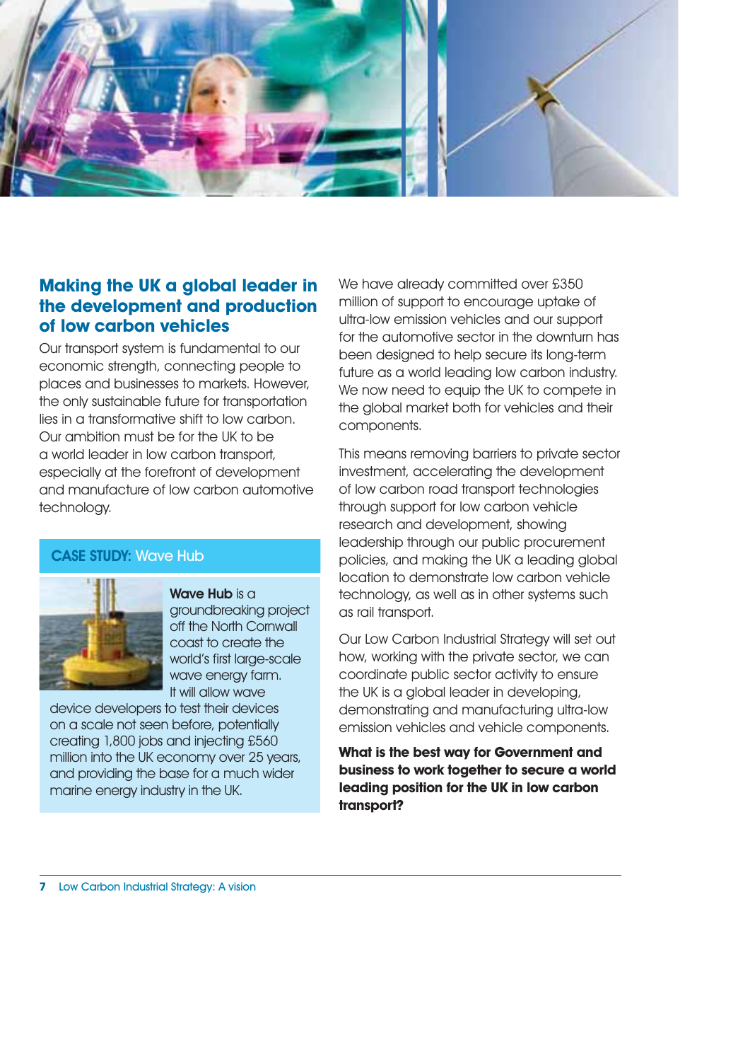## Making the UK a global leader in the development and production of low carbon vehicles

Our transport system is fundamental to our economic strength, connecting people to places and businesses to markets. However, the only sustainable future for transportation lies in a transformative shift to low carbon. Our ambition must be for the UK to be a world leader in low carbon transport, especially at the forefront of development and manufacture of low carbon automotive technology.

### CASE STUDY: Wave Hub

**Wave Hub** is a groundbreaking project off the North Cornwall coast to create the world's first large-scale wave energy farm. It will allow wave device developers to test their devices on a scale not seen before, potentially creating 1,800 jobs and injecting £560 million into the UK economy over 25 years, and providing the base for a much wider marine energy industry in the UK.

We have already committed over £350 million of support to encourage uptake of ultra-low emission vehicles and our support for the automotive sector in the downturn has been designed to help secure its long-term future as a world leading low carbon industry. We now need to equip the UK to compete in the global market both for vehicles and their components.

This means removing barriers to private sector investment, accelerating the development of low carbon road transport technologies through support for low carbon vehicle research and development, showing leadership through our public procurement policies, and making the UK a leading global location to demonstrate low carbon vehicle technology, as well as in other systems such as rail transport.

Our Low Carbon Industrial Strategy will set out how, working with the private sector, we can coordinate public sector activity to ensure the UK is a global leader in developing, demonstrating and manufacturing ultra-low emission vehicles and vehicle components.

**What is the best way for Government and business to work together to secure a world leading position for the UK in low carbon transport?**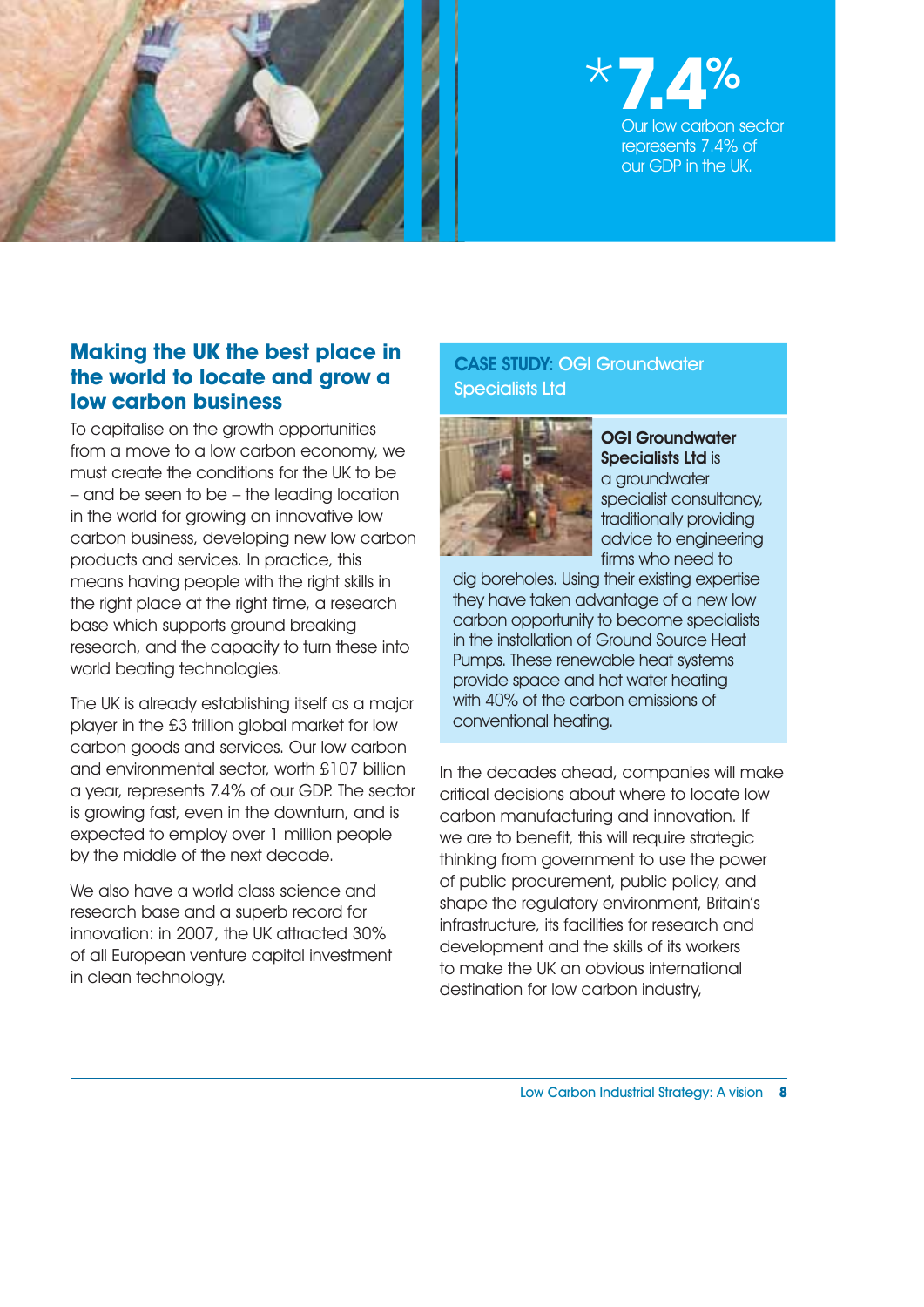*7.4%

Our low carbon sector represents 7.4% of our GDP in the UK.

## Making the UK the best place in the world to locate and grow a low carbon business

To capitalise on the growth opportunities from a move to a low carbon economy, we must create the conditions for the UK to be – and be seen to be – the leading location in the world for growing an innovative low carbon business, developing new low carbon products and services. In practice, this means having people with the right skills in the right place at the right time, a research base which supports ground breaking research, and the capacity to turn these into world beating technologies.

The UK is already establishing itself as a major player in the £3 trillion global market for low carbon goods and services. Our low carbon and environmental sector, worth £107 billion a year, represents 7.4% of our GDP. The sector is growing fast, even in the downturn, and is expected to employ over 1 million people by the middle of the next decade.

We also have a world class science and research base and a superb record for innovation: in 2007, the UK attracted 30% of all European venture capital investment in clean technology.

### CASE STUDY: OGI Groundwater Specialists Ltd

**OGI Groundwater Specialists Ltd** is a groundwater specialist consultancy, traditionally providing advice to engineering firms who need to dig boreholes. Using their existing expertise they have taken advantage of a new low carbon opportunity to become specialists in the installation of Ground Source Heat Pumps. These renewable heat systems provide space and hot water heating with 40% of the carbon emissions of conventional heating.

In the decades ahead, companies will make critical decisions about where to locate low carbon manufacturing and innovation. If we are to benefit, this will require strategic thinking from government to use the power of public procurement, public policy, and shape the regulatory environment, Britain's infrastructure, its facilities for research and development and the skills of its workers to make the UK an obvious international destination for low carbon industry,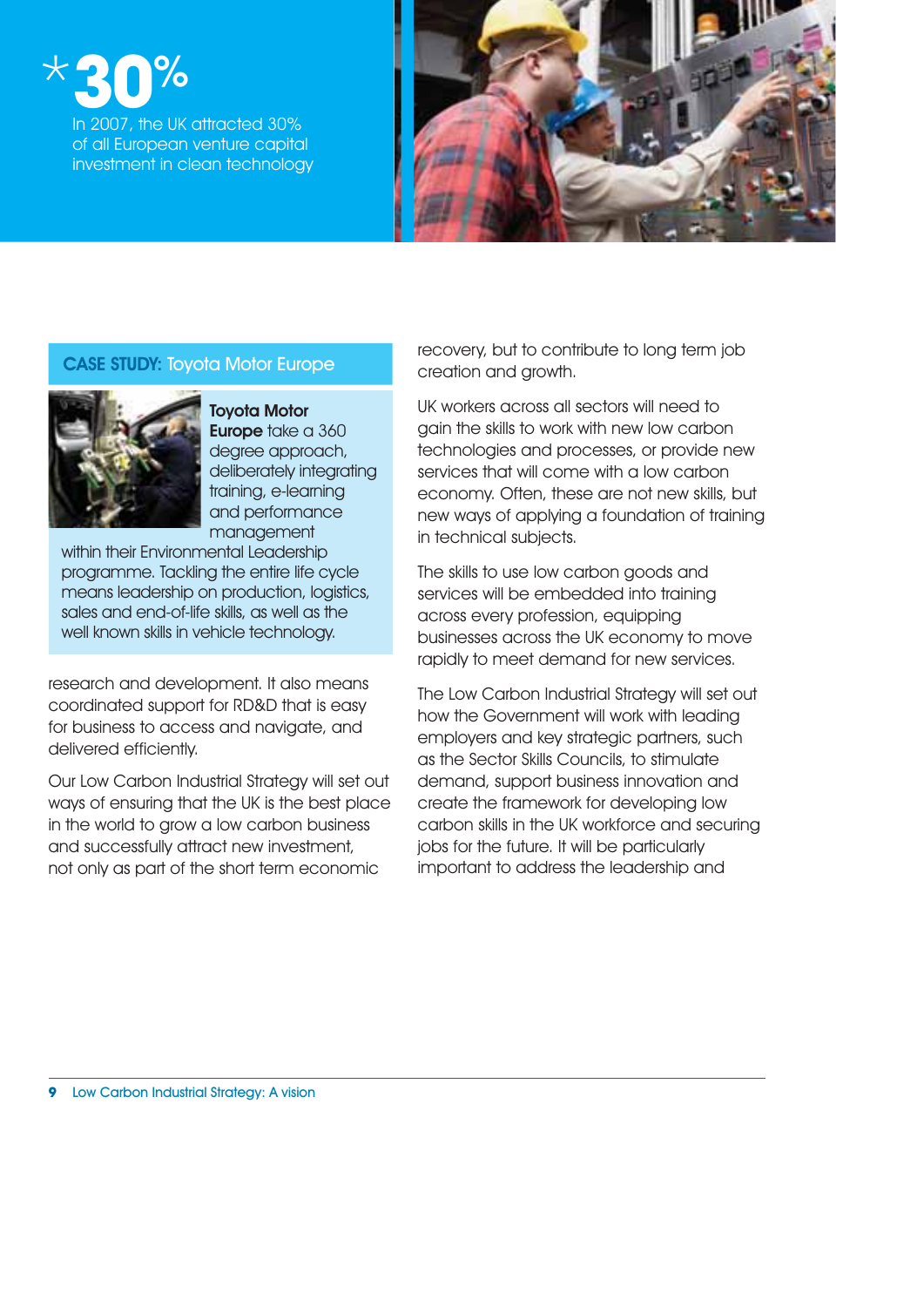*30%

In 2007, the UK attracted 30% of all European venture capital investment in clean technology

### CASE STUDY: Toyota Motor Europe

**Toyota Motor Europe** take a 360 degree approach, deliberately integrating training, e-learning and performance management within their Environmental Leadership programme. Tackling the entire life cycle means leadership on production, logistics, sales and end-of-life skills, as well as the well known skills in vehicle technology.

research and development. It also means coordinated support for RD&D that is easy for business to access and navigate, and delivered efficiently.

Our Low Carbon Industrial Strategy will set out ways of ensuring that the UK is the best place in the world to grow a low carbon business and successfully attract new investment, not only as part of the short term economic recovery, but to contribute to long term job creation and growth.

UK workers across all sectors will need to gain the skills to work with new low carbon technologies and processes, or provide new services that will come with a low carbon economy. Often, these are not new skills, but new ways of applying a foundation of training in technical subjects.

The skills to use low carbon goods and services will be embedded into training across every profession, equipping businesses across the UK economy to move rapidly to meet demand for new services.

The Low Carbon Industrial Strategy will set out how the Government will work with leading employers and key strategic partners, such as the Sector Skills Councils, to stimulate demand, support business innovation and create the framework for developing low carbon skills in the UK workforce and securing jobs for the future. It will be particularly important to address the leadership and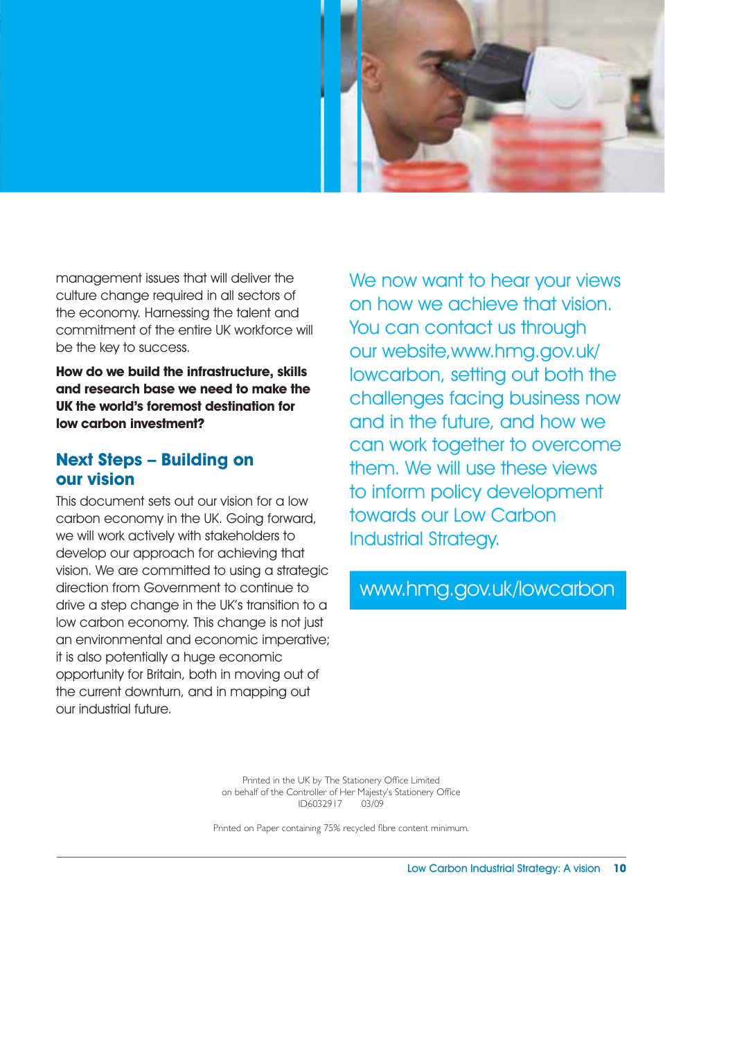management issues that will deliver the culture change required in all sectors of the economy. Harnessing the talent and commitment of the entire UK workforce will be the key to success.

**How do we build the infrastructure, skills and research base we need to make the UK the world's foremost destination for low carbon investment?**

## Next Steps – Building on our vision

This document sets out our vision for a low carbon economy in the UK. Going forward, we will work actively with stakeholders to develop our approach for achieving that vision. We are committed to using a strategic direction from Government to continue to drive a step change in the UK's transition to a low carbon economy. This change is not just an environmental and economic imperative; it is also potentially a huge economic opportunity for Britain, both in moving out of the current downturn, and in mapping out our industrial future.

We now want to hear your views on how we achieve that vision. You can contact us through our website,www.hmg.gov.uk/lowcarbon, setting out both the challenges facing business now and in the future, and how we can work together to overcome them. We will use these views to inform policy development towards our Low Carbon Industrial Strategy.

www.hmg.gov.uk/lowcarbon

Printed in the UK by The Stationery Office Limited
on behalf of the Controller of Her Majesty's Stationery Office
ID6032917 03/09

Printed on Paper containing 75% recycled fibre content minimum.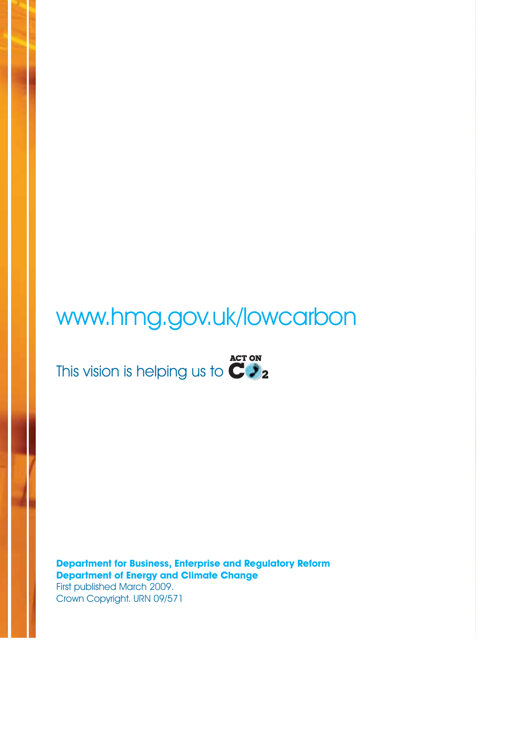www.hmg.gov.uk/lowcarbon

This vision is helping us to ACT ON $CO_2$

**Department for Business, Enterprise and Regulatory Reform**
**Department of Energy and Climate Change**
First published March 2009.
Crown Copyright. URN 09/571